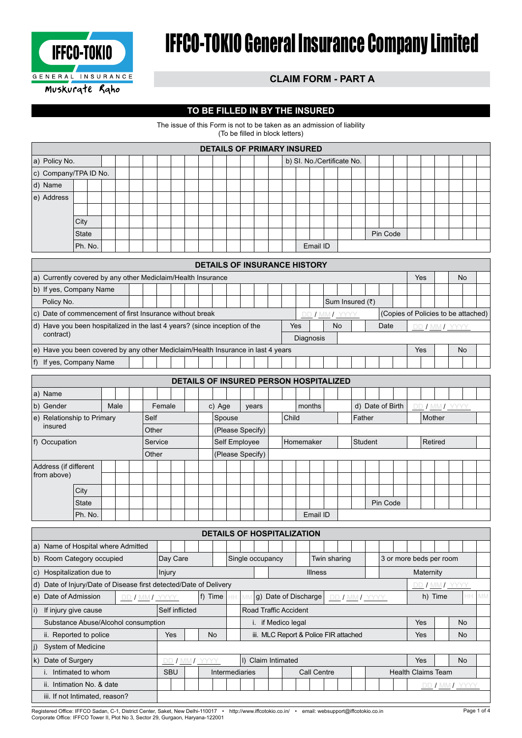# IFFCO-TOKIO General Insurance Company Limited

IFFCO-TOKIO GENERAL INSURANCE

Muskurate Raho

## CLAIM FORM - PART A

## TO BE FILLED IN BY THE INSURED

The issue of this Form is not to be taken as an admission of liability
(To be filled in block letters)

### DETAILS OF PRIMARY INSURED

| | | | |
|---|---|---|---|
| a) Policy No. | | b) Sl. No./Certificate No. | |
| c) Company/TPA ID No. | | | |
| d) Name | | | |
| e) Address | | | |
| | City | | |
| | State | Pin Code | |
| | Ph. No. | Email ID | |

### DETAILS OF INSURANCE HISTORY

| | | | | | |
|---|---|---|---|---|---|
| a) Currently covered by any other Mediclaim/Health Insurance | | | Yes | | No |
| b) If yes, Company Name | | | | | |
| Policy No. | | Sum Insured (₹) | | | |
| c) Date of commencement of first Insurance without break | DD / MM / YYYY | (Copies of Policies to be attached) | | | |
| d) Have you been hospitalized in the last 4 years? (since inception of the contract) | Yes | No | Date | DD / MM / YYYY | |
| | Diagnosis | | | | |
| e) Have you been covered by any other Mediclaim/Health Insurance in last 4 years | | | Yes | | No |
| f) If yes, Company Name | | | | | |

### DETAILS OF INSURED PERSON HOSPITALIZED

| | | | | | | |
|---|---|---|---|---|---|---|
| a) Name | | | | | | |
| b) Gender | Male | Female | c) Age years | months | d) Date of Birth | DD / MM / YYYY |
| e) Relationship to Primary insured | Self | Spouse | Child | Father | Mother | |
| | Other | (Please Specify) | | | | |
| f) Occupation | Service | Self Employee | Homemaker | Student | Retired | |
| | Other | (Please Specify) | | | | |
| Address (if different from above) | | | | | | |
| City | | | | | | |
| State | | | | Pin Code | | |
| Ph. No. | | | Email ID | | | |

### DETAILS OF HOSPITALIZATION

| | | | | | | |
|---|---|---|---|---|---|---|
| a) Name of Hospital where Admitted | | | | | | |
| b) Room Category occupied | Day Care | Single occupancy | Twin sharing | 3 or more beds per room | | |
| c) Hospitalization due to | Injury | Illness | Maternity | | | |
| d) Date of Injury/Date of Disease first detected/Date of Delivery | | | | DD / MM / YYYY | | |
| e) Date of Admission | DD / MM / YYYY | f) Time HH MM | g) Date of Discharge | DD / MM / YYYY | h) Time | HH MM |
| i) If injury give cause | Self inflicted | Road Traffic Accident | | | | |
| Substance Abuse/Alcohol consumption | | i. if Medico legal | | Yes | No | |
| ii. Reported to police | Yes | No | iii. MLC Report & Police FIR attached | Yes | No | |
| j) System of Medicine | | | | | | |
| k) Date of Surgery | DD / MM / YYYY | l) Claim Intimated | | Yes | No | |
| i. Intimated to whom | SBU | Intermediaries | Call Centre | Health Claims Team | | |
| ii. Intimation No. & date | | | | DD / MM / YYYY | | |
| iii. If not Intimated, reason? | | | | | | |

Registered Office: IFFCO Sadan, C-1, District Center, Saket, New Delhi-110017 • http://www.iffcotokio.co.in/ • email: websupport@iffcotokio.co.in
Corporate Office: IFFCO Tower II, Plot No 3, Sector 29, Gurgaon, Haryana-122001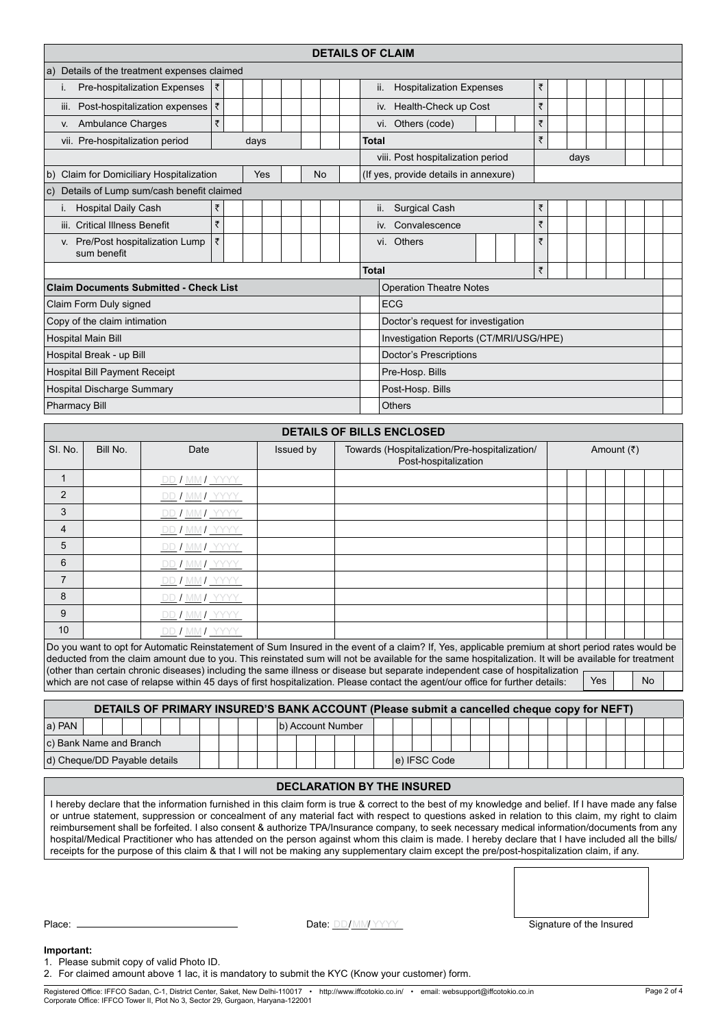## DETAILS OF CLAIM

**a) Details of the treatment expenses claimed**

| | | | |
|---|---|---|---|
| i. Pre-hospitalization Expenses | ₹ | ii. Hospitalization Expenses | ₹ |
| iii. Post-hospitalization expenses | ₹ | iv. Health-Check up Cost | ₹ |
| v. Ambulance Charges | ₹ | vi. Others (code) | ₹ |
| vii. Pre-hospitalization period | days | **Total** | ₹ |
| | | viii. Post hospitalization period | days |

**b) Claim for Domiciliary Hospitalization** Yes ☐ No ☐ (If yes, provide details in annexure)

**c) Details of Lump sum/cash benefit claimed**

| | | | |
|---|---|---|---|
| i. Hospital Daily Cash | ₹ | ii. Surgical Cash | ₹ |
| iii. Critical Illness Benefit | ₹ | iv. Convalescence | ₹ |
| v. Pre/Post hospitalization Lump sum benefit | ₹ | vi. Others | ₹ |
| | | **Total** | ₹ |

| Claim Documents Submitted - Check List | | | |
|---|---|---|---|
| | | Operation Theatre Notes | |
| Claim Form Duly signed | | ECG | |
| Copy of the claim intimation | | Doctor's request for investigation | |
| Hospital Main Bill | | Investigation Reports (CT/MRI/USG/HPE) | |
| Hospital Break - up Bill | | Doctor's Prescriptions | |
| Hospital Bill Payment Receipt | | Pre-Hosp. Bills | |
| Hospital Discharge Summary | | Post-Hosp. Bills | |
| Pharmacy Bill | | Others | |

## DETAILS OF BILLS ENCLOSED

| Sl. No. | Bill No. | Date | Issued by | Towards (Hospitalization/Pre-hospitalization/ Post-hospitalization | Amount (₹) |
|---|---|---|---|---|---|
| 1 | | DD / MM / YYYY | | | |
| 2 | | DD / MM / YYYY | | | |
| 3 | | DD / MM / YYYY | | | |
| 4 | | DD / MM / YYYY | | | |
| 5 | | DD / MM / YYYY | | | |
| 6 | | DD / MM / YYYY | | | |
| 7 | | DD / MM / YYYY | | | |
| 8 | | DD / MM / YYYY | | | |
| 9 | | DD / MM / YYYY | | | |
| 10 | | DD / MM / YYYY | | | |

Do you want to opt for Automatic Reinstatement of Sum Insured in the event of a claim? If, Yes, applicable premium at short period rates would be deducted from the claim amount due to you. This reinstated sum will not be available for the same hospitalization. It will be available for treatment (other than certain chronic diseases) including the same illness or disease but separate independent case of hospitalization which are not case of relapse within 45 days of first hospitalization. Please contact the agent/our office for further details: Yes ☐ No ☐

## DETAILS OF PRIMARY INSURED'S BANK ACCOUNT (Please submit a cancelled cheque copy for NEFT)

| | | | |
|---|---|---|---|
| a) PAN | | b) Account Number | |
| c) Bank Name and Branch | | | |
| d) Cheque/DD Payable details | | e) IFSC Code | |

## DECLARATION BY THE INSURED

I hereby declare that the information furnished in this claim form is true & correct to the best of my knowledge and belief. If I have made any false or untrue statement, suppression or concealment of any material fact with respect to questions asked in relation to this claim, my right to claim reimbursement shall be forfeited. I also consent & authorize TPA/Insurance company, to seek necessary medical information/documents from any hospital/Medical Practitioner who has attended on the person against whom this claim is made. I hereby declare that I have included all the bills/ receipts for the purpose of this claim & that I will not be making any supplementary claim except the pre/post-hospitalization claim, if any.

Place: ____________________ Date: DD/MM/YYYY Signature of the Insured

**Important:**

1. Please submit copy of valid Photo ID.
2. For claimed amount above 1 lac, it is mandatory to submit the KYC (Know your customer) form.

Registered Office: IFFCO Sadan, C-1, District Center, Saket, New Delhi-110017 • http://www.iffcotokio.co.in/ • email: websupport@iffcotokio.co.in
Corporate Office: IFFCO Tower II, Plot No 3, Sector 29, Gurgaon, Haryana-122001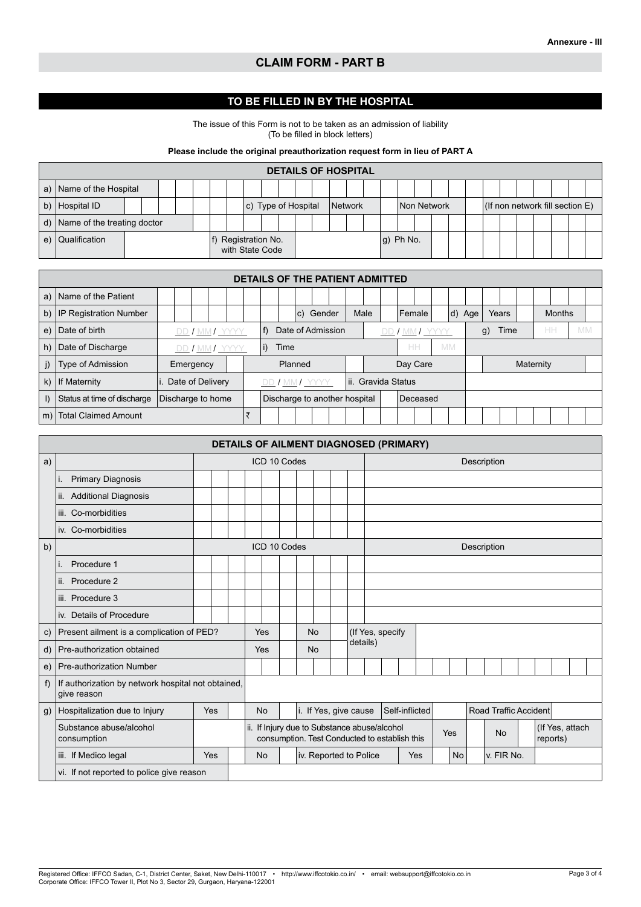Annexure - III

# CLAIM FORM - PART B

## TO BE FILLED IN BY THE HOSPITAL

The issue of this Form is not to be taken as an admission of liability
(To be filled in block letters)

**Please include the original preauthorization request form in lieu of PART A**

| DETAILS OF HOSPITAL | | | | | | | |
|---|---|---|---|---|---|---|---|
| a) | Name of the Hospital | | | | | | |
| b) | Hospital ID | c) Type of Hospital | Network | | Non Network | | (If non network fill section E) |
| d) | Name of the treating doctor | | | | | | |
| e) | Qualification | | f) Registration No. with State Code | | g) Ph No. | | |

| DETAILS OF THE PATIENT ADMITTED | | | | | | | | | |
|---|---|---|---|---|---|---|---|---|---|
| a) | Name of the Patient | | | | | | | | |
| b) | IP Registration Number | | c) Gender | Male | | Female | | d) Age | Years / Months |
| e) | Date of birth | DD / MM / YYYY | f) Date of Admission | | DD / MM / YYYY | | | g) Time | HH MM |
| h) | Date of Discharge | DD / MM / YYYY | i) Time | | | HH | MM | | |
| j) | Type of Admission | Emergency | | Planned | | Day Care | | Maternity | |
| k) | If Maternity | i. Date of Delivery | DD / MM / YYYY | ii. Gravida Status | | | | | |
| l) | Status at time of discharge | Discharge to home | | Discharge to another hospital | | Deceased | | | |
| m) | Total Claimed Amount | ₹ | | | | | | | |

| DETAILS OF AILMENT DIAGNOSED (PRIMARY) | | | | | | | | | |
|---|---|---|---|---|---|---|---|---|---|
| a) | | ICD 10 Codes | | | | Description | | | |
| | i. Primary Diagnosis | | | | | | | | |
| | ii. Additional Diagnosis | | | | | | | | |
| | iii. Co-morbidities | | | | | | | | |
| | iv. Co-morbidities | | | | | | | | |
| b) | | ICD 10 Codes | | | | Description | | | |
| | i. Procedure 1 | | | | | | | | |
| | ii. Procedure 2 | | | | | | | | |
| | iii. Procedure 3 | | | | | | | | |
| | iv. Details of Procedure | | | | | | | | |
| c) | Present ailment is a complication of PED? | Yes | | No | | (If Yes, specify details) | | | |
| d) | Pre-authorization obtained | Yes | | No | | | | | |
| e) | Pre-authorization Number | | | | | | | | |
| f) | If authorization by network hospital not obtained, give reason | | | | | | | | |
| g) | Hospitalization due to Injury | Yes | | No | | i. If Yes, give cause | Self-inflicted | | Road Traffic Accident |
| | Substance abuse/alcohol consumption | | ii. If Injury due to Substance abuse/alcohol consumption. Test Conducted to establish this | | | Yes | | No | (If Yes, attach reports) |
| | iii. If Medico legal | Yes | | No | | iv. Reported to Police | Yes | No | v. FIR No. |
| | vi. If not reported to police give reason | | | | | | | | |

Registered Office: IFFCO Sadan, C-1, District Center, Saket, New Delhi-110017 • http://www.iffcotokio.co.in/ • email: websupport@iffcotokio.co.in
Corporate Office: IFFCO Tower II, Plot No 3, Sector 29, Gurgaon, Haryana-122001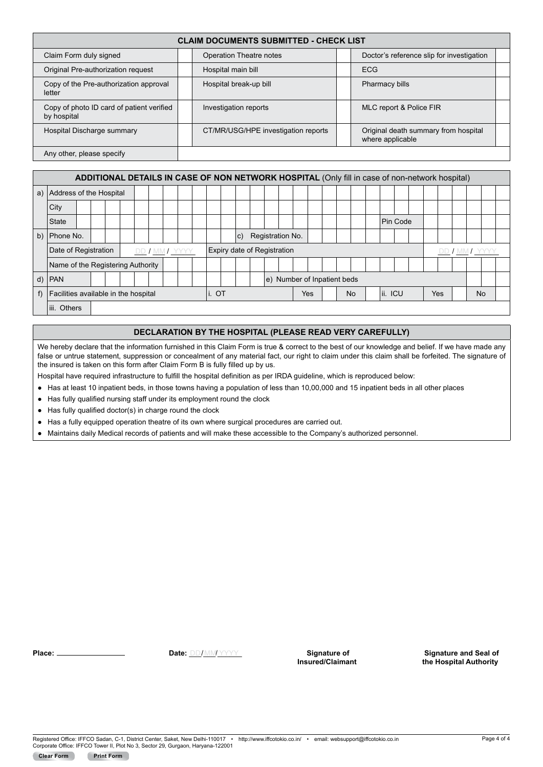## CLAIM DOCUMENTS SUBMITTED - CHECK LIST

| | | | | | |
|---|---|---|---|---|---|
| Claim Form duly signed | | Operation Theatre notes | | Doctor's reference slip for investigation | |
| Original Pre-authorization request | | Hospital main bill | | ECG | |
| Copy of the Pre-authorization approval letter | | Hospital break-up bill | | Pharmacy bills | |
| Copy of photo ID card of patient verified by hospital | | Investigation reports | | MLC report & Police FIR | |
| Hospital Discharge summary | | CT/MR/USG/HPE investigation reports | | Original death summary from hospital where applicable | |
| Any other, please specify | | | | | |

## ADDITIONAL DETAILS IN CASE OF NON NETWORK HOSPITAL (Only fill in case of non-network hospital)

| | | | | | | | | | |
|---|---|---|---|---|---|---|---|---|---|
| a) | Address of the Hospital | | | | | | | | |
| | City | | | | | | | | |
| | State | | | | | | Pin Code | | |
| b) | Phone No. | | c) Registration No. | | | | | | |
| | Date of Registration | DD / MM / YYYY | Expiry date of Registration | | | | | DD / MM / YYYY | |
| | Name of the Registering Authority | | | | | | | | |
| d) | PAN | | e) Number of Inpatient beds | | | | | | |
| f) | Facilities available in the hospital | i. OT | Yes | | No | | ii. ICU | Yes | No |
| | iii. Others | | | | | | | | |

## DECLARATION BY THE HOSPITAL (PLEASE READ VERY CAREFULLY)

We hereby declare that the information furnished in this Claim Form is true & correct to the best of our knowledge and belief. If we have made any false or untrue statement, suppression or concealment of any material fact, our right to claim under this claim shall be forfeited. The signature of the insured is taken on this form after Claim Form B is fully filled up by us.

Hospital have required infrastructure to fulfill the hospital definition as per IRDA guideline, which is reproduced below:

- Has at least 10 inpatient beds, in those towns having a population of less than 10,00,000 and 15 inpatient beds in all other places
- Has fully qualified nursing staff under its employment round the clock
- Has fully qualified doctor(s) in charge round the clock
- Has a fully equipped operation theatre of its own where surgical procedures are carried out.
- Maintains daily Medical records of patients and will make these accessible to the Company's authorized personnel.

**Place:** ________________ **Date:** DD/MM/YYYY **Signature of Insured/Claimant** **Signature and Seal of the Hospital Authority**

Registered Office: IFFCO Sadan, C-1, District Center, Saket, New Delhi-110017 • http://www.iffcotokio.co.in/ • email: websupport@iffcotokio.co.in
Corporate Office: IFFCO Tower II, Plot No 3, Sector 29, Gurgaon, Haryana-122001

Clear Form Print Form